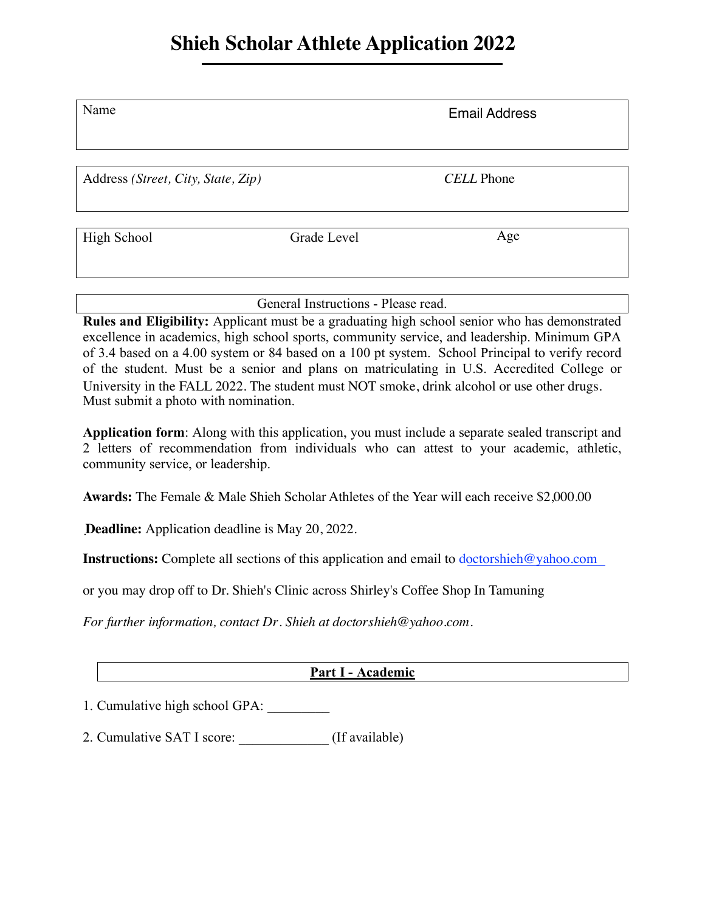# Shieh Scholar Athlete Application 2022

| Name | Email Address |
|---|---|
| | |

| Address *(Street, City, State, Zip)* | *CELL* Phone |
|---|---|
| | |

| High School | Grade Level | Age |
|---|---|---|
| | | |

General Instructions - Please read.

**Rules and Eligibility:** Applicant must be a graduating high school senior who has demonstrated excellence in academics, high school sports, community service, and leadership. Minimum GPA of 3.4 based on a 4.00 system or 84 based on a 100 pt system. School Principal to verify record of the student. Must be a senior and plans on matriculating in U.S. Accredited College or University in the FALL 2022. The student must NOT smoke, drink alcohol or use other drugs. Must submit a photo with nomination.

**Application form**: Along with this application, you must include a separate sealed transcript and 2 letters of recommendation from individuals who can attest to your academic, athletic, community service, or leadership.

**Awards:** The Female & Male Shieh Scholar Athletes of the Year will each receive $2,000.00

**Deadline:** Application deadline is May 20, 2022.

**Instructions:** Complete all sections of this application and email to doctorshieh@yahoo.com

or you may drop off to Dr. Shieh's Clinic across Shirley's Coffee Shop In Tamuning

*For further information, contact Dr. Shieh at doctorshieh@yahoo.com.*

## Part I - Academic

1. Cumulative high school GPA: _________

2. Cumulative SAT I score: _____________ (If available)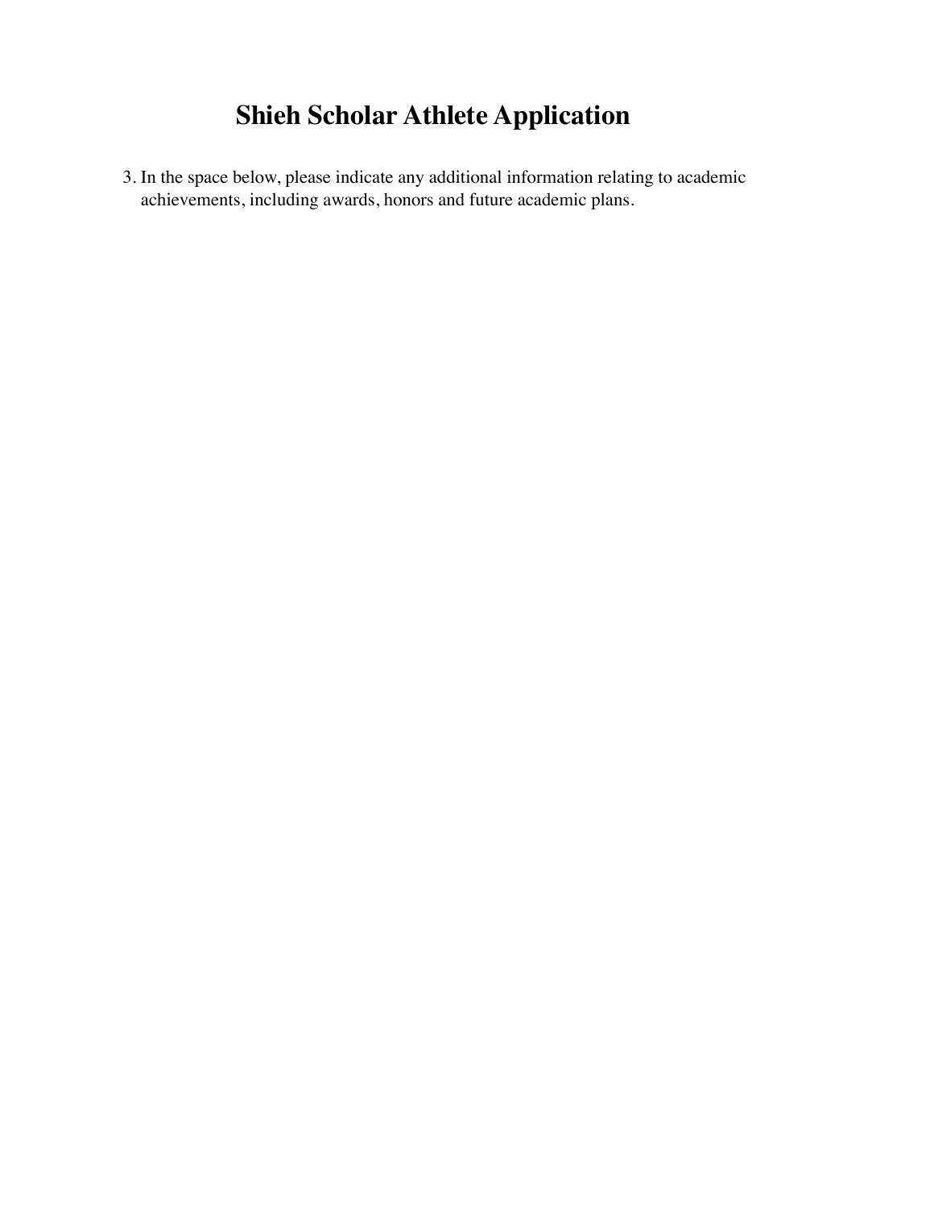# Shieh Scholar Athlete Application

3. In the space below, please indicate any additional information relating to academic achievements, including awards, honors and future academic plans.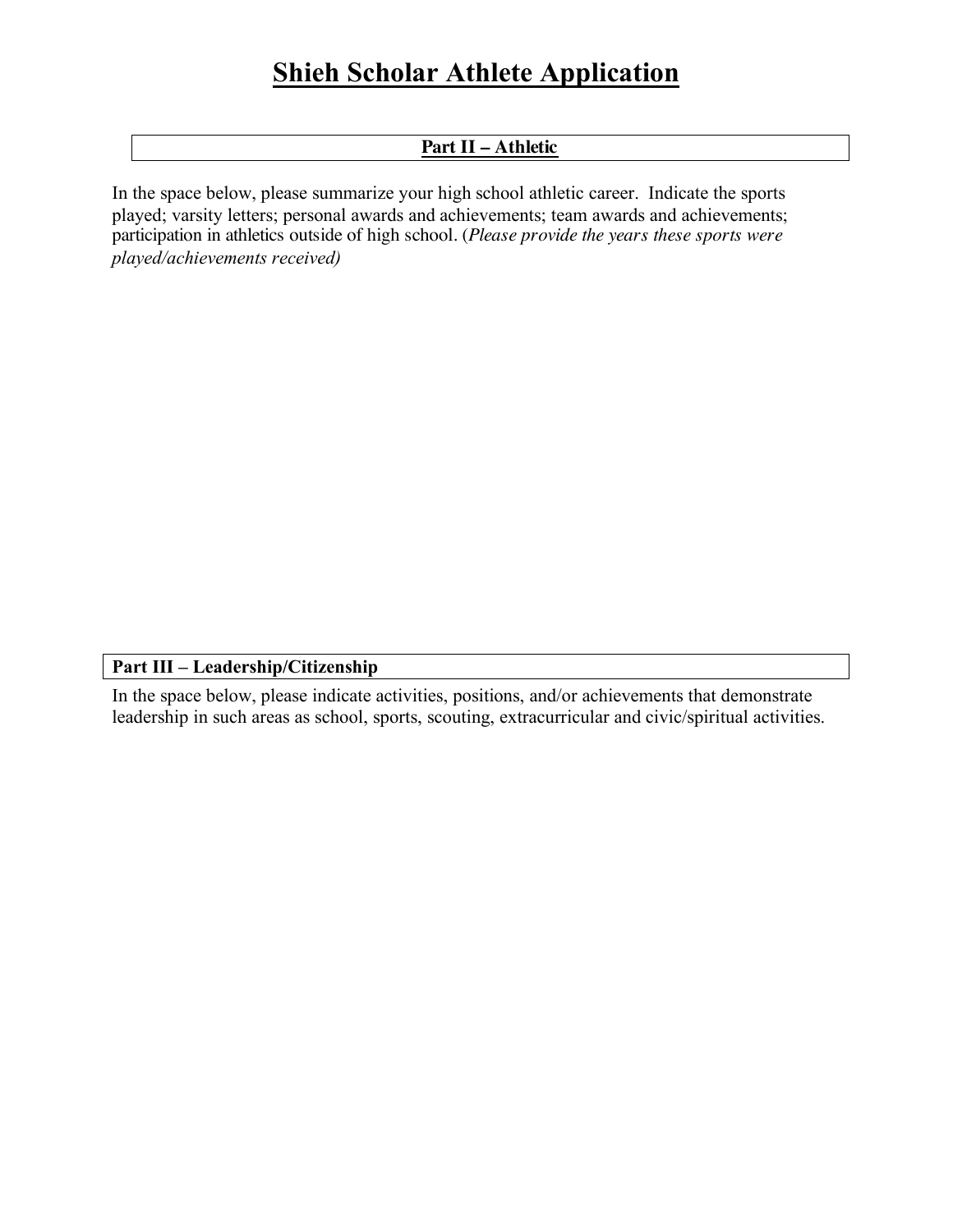# Shieh Scholar Athlete Application

## Part II – Athletic

In the space below, please summarize your high school athletic career. Indicate the sports played; varsity letters; personal awards and achievements; team awards and achievements; participation in athletics outside of high school. (*Please provide the years these sports were played/achievements received)*

## Part III – Leadership/Citizenship

In the space below, please indicate activities, positions, and/or achievements that demonstrate leadership in such areas as school, sports, scouting, extracurricular and civic/spiritual activities.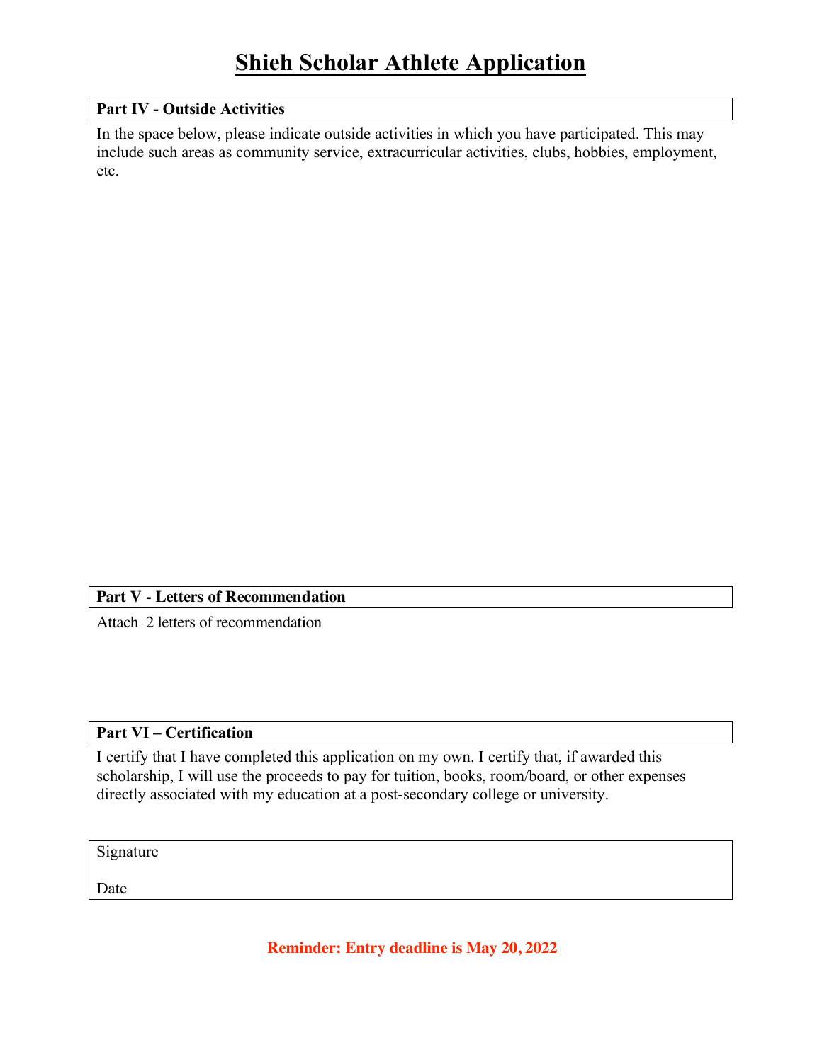# Shieh Scholar Athlete Application

## Part IV - Outside Activities

In the space below, please indicate outside activities in which you have participated. This may include such areas as community service, extracurricular activities, clubs, hobbies, employment, etc.

## Part V - Letters of Recommendation

Attach 2 letters of recommendation

## Part VI – Certification

I certify that I have completed this application on my own. I certify that, if awarded this scholarship, I will use the proceeds to pay for tuition, books, room/board, or other expenses directly associated with my education at a post-secondary college or university.

Signature

Date

**Reminder: Entry deadline is May 20, 2022**